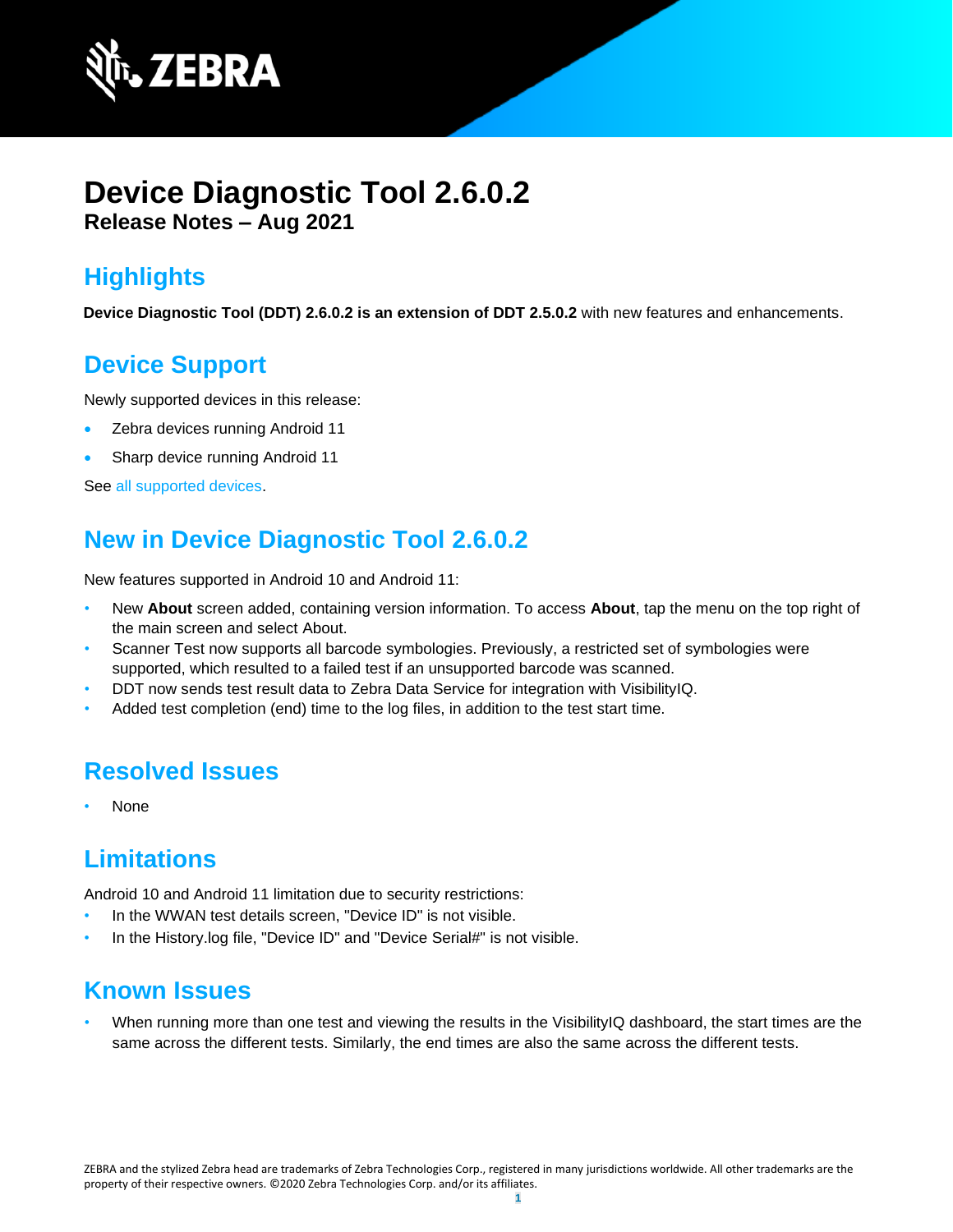# Device Diagnostic Tool 2.6.0.2

**Release Notes – Aug 2021**

## Highlights

**Device Diagnostic Tool (DDT) 2.6.0.2 is an extension of DDT 2.5.0.2** with new features and enhancements.

## Device Support

Newly supported devices in this release:

- Zebra devices running Android 11
- Sharp device running Android 11

See all supported devices.

## New in Device Diagnostic Tool 2.6.0.2

New features supported in Android 10 and Android 11:

- New **About** screen added, containing version information. To access **About**, tap the menu on the top right of the main screen and select About.
- Scanner Test now supports all barcode symbologies. Previously, a restricted set of symbologies were supported, which resulted to a failed test if an unsupported barcode was scanned.
- DDT now sends test result data to Zebra Data Service for integration with VisibilityIQ.
- Added test completion (end) time to the log files, in addition to the test start time.

## Resolved Issues

- None

## Limitations

Android 10 and Android 11 limitation due to security restrictions:

- In the WWAN test details screen, "Device ID" is not visible.
- In the History.log file, "Device ID" and "Device Serial#" is not visible.

## Known Issues

- When running more than one test and viewing the results in the VisibilityIQ dashboard, the start times are the same across the different tests. Similarly, the end times are also the same across the different tests.

ZEBRA and the stylized Zebra head are trademarks of Zebra Technologies Corp., registered in many jurisdictions worldwide. All other trademarks are the property of their respective owners. ©2020 Zebra Technologies Corp. and/or its affiliates.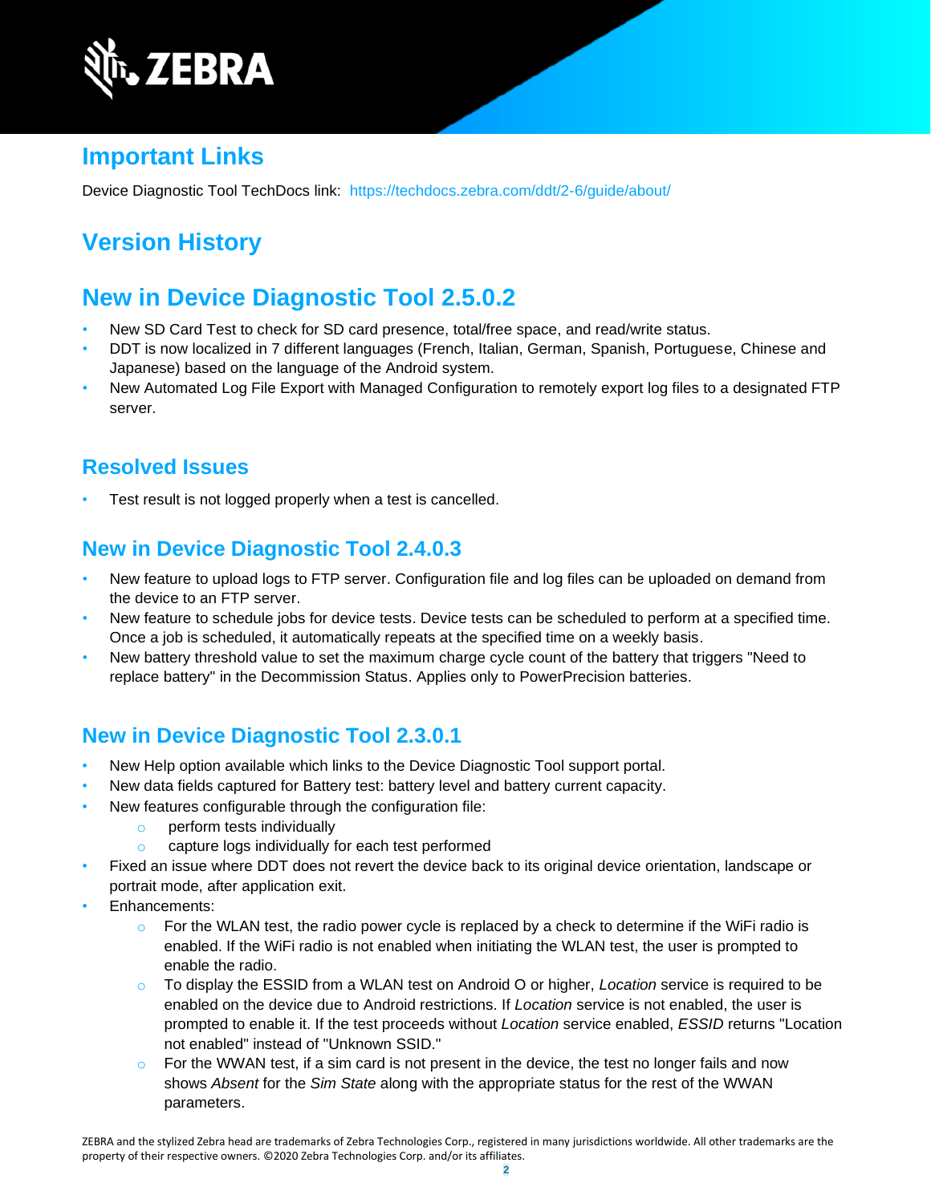## Important Links

Device Diagnostic Tool TechDocs link: https://techdocs.zebra.com/ddt/2-6/guide/about/

## Version History

## New in Device Diagnostic Tool 2.5.0.2

- New SD Card Test to check for SD card presence, total/free space, and read/write status.
- DDT is now localized in 7 different languages (French, Italian, German, Spanish, Portuguese, Chinese and Japanese) based on the language of the Android system.
- New Automated Log File Export with Managed Configuration to remotely export log files to a designated FTP server.

### Resolved Issues

- Test result is not logged properly when a test is cancelled.

### New in Device Diagnostic Tool 2.4.0.3

- New feature to upload logs to FTP server. Configuration file and log files can be uploaded on demand from the device to an FTP server.
- New feature to schedule jobs for device tests. Device tests can be scheduled to perform at a specified time. Once a job is scheduled, it automatically repeats at the specified time on a weekly basis.
- New battery threshold value to set the maximum charge cycle count of the battery that triggers "Need to replace battery" in the Decommission Status. Applies only to PowerPrecision batteries.

### New in Device Diagnostic Tool 2.3.0.1

- New Help option available which links to the Device Diagnostic Tool support portal.
- New data fields captured for Battery test: battery level and battery current capacity.
- New features configurable through the configuration file:
  - perform tests individually
  - capture logs individually for each test performed
- Fixed an issue where DDT does not revert the device back to its original device orientation, landscape or portrait mode, after application exit.
- Enhancements:
  - For the WLAN test, the radio power cycle is replaced by a check to determine if the WiFi radio is enabled. If the WiFi radio is not enabled when initiating the WLAN test, the user is prompted to enable the radio.
  - To display the ESSID from a WLAN test on Android O or higher, *Location* service is required to be enabled on the device due to Android restrictions. If *Location* service is not enabled, the user is prompted to enable it. If the test proceeds without *Location* service enabled, *ESSID* returns "Location not enabled" instead of "Unknown SSID."
  - For the WWAN test, if a sim card is not present in the device, the test no longer fails and now shows *Absent* for the *Sim State* along with the appropriate status for the rest of the WWAN parameters.

ZEBRA and the stylized Zebra head are trademarks of Zebra Technologies Corp., registered in many jurisdictions worldwide. All other trademarks are the property of their respective owners. ©2020 Zebra Technologies Corp. and/or its affiliates.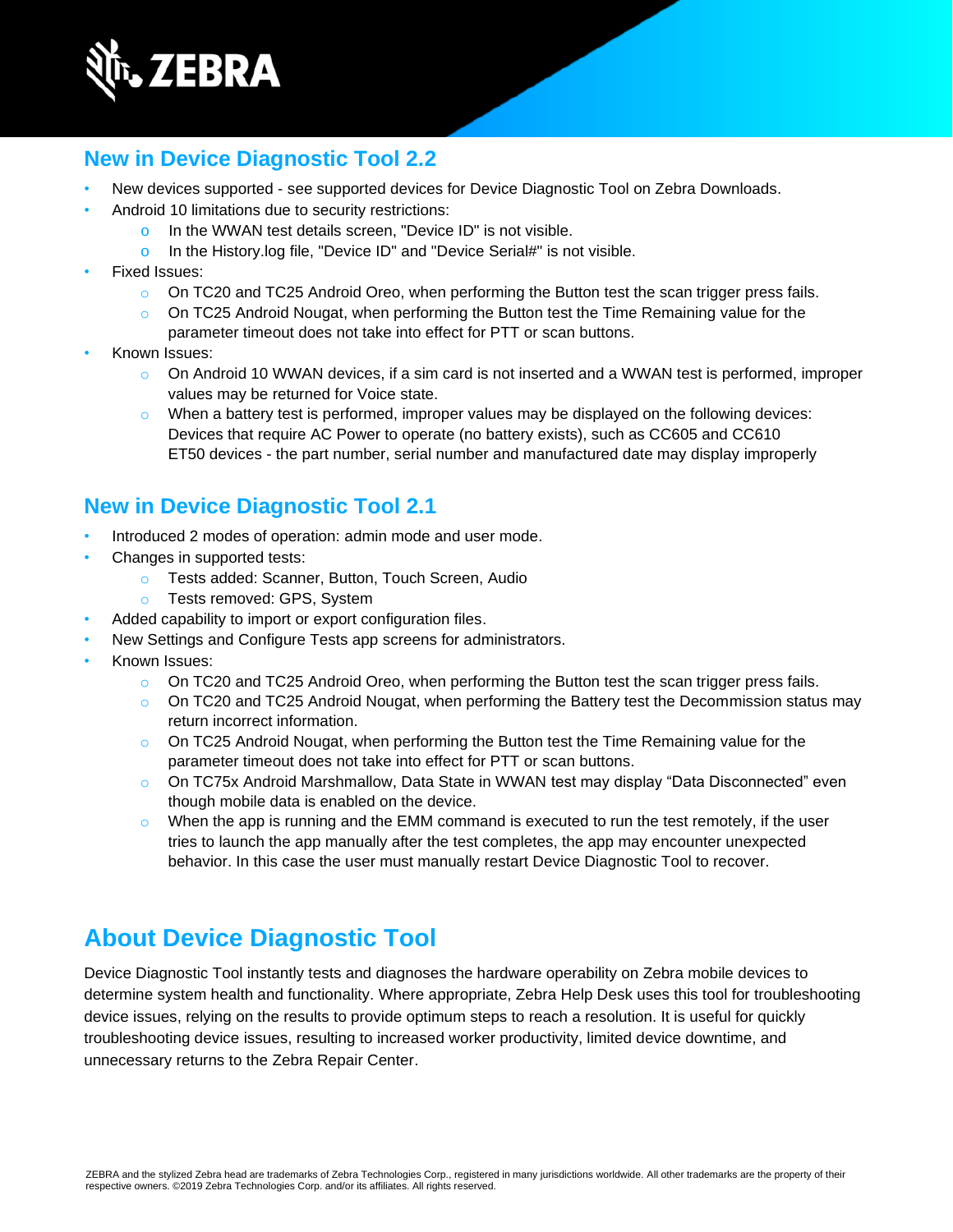## New in Device Diagnostic Tool 2.2

- New devices supported - see supported devices for Device Diagnostic Tool on Zebra Downloads.
- Android 10 limitations due to security restrictions:
  - In the WWAN test details screen, "Device ID" is not visible.
  - In the History.log file, "Device ID" and "Device Serial#" is not visible.
- Fixed Issues:
  - On TC20 and TC25 Android Oreo, when performing the Button test the scan trigger press fails.
  - On TC25 Android Nougat, when performing the Button test the Time Remaining value for the parameter timeout does not take into effect for PTT or scan buttons.
- Known Issues:
  - On Android 10 WWAN devices, if a sim card is not inserted and a WWAN test is performed, improper values may be returned for Voice state.
  - When a battery test is performed, improper values may be displayed on the following devices: Devices that require AC Power to operate (no battery exists), such as CC605 and CC610 ET50 devices - the part number, serial number and manufactured date may display improperly

## New in Device Diagnostic Tool 2.1

- Introduced 2 modes of operation: admin mode and user mode.
- Changes in supported tests:
  - Tests added: Scanner, Button, Touch Screen, Audio
  - Tests removed: GPS, System
- Added capability to import or export configuration files.
- New Settings and Configure Tests app screens for administrators.
- Known Issues:
  - On TC20 and TC25 Android Oreo, when performing the Button test the scan trigger press fails.
  - On TC20 and TC25 Android Nougat, when performing the Battery test the Decommission status may return incorrect information.
  - On TC25 Android Nougat, when performing the Button test the Time Remaining value for the parameter timeout does not take into effect for PTT or scan buttons.
  - On TC75x Android Marshmallow, Data State in WWAN test may display “Data Disconnected” even though mobile data is enabled on the device.
  - When the app is running and the EMM command is executed to run the test remotely, if the user tries to launch the app manually after the test completes, the app may encounter unexpected behavior. In this case the user must manually restart Device Diagnostic Tool to recover.

## About Device Diagnostic Tool

Device Diagnostic Tool instantly tests and diagnoses the hardware operability on Zebra mobile devices to determine system health and functionality. Where appropriate, Zebra Help Desk uses this tool for troubleshooting device issues, relying on the results to provide optimum steps to reach a resolution. It is useful for quickly troubleshooting device issues, resulting to increased worker productivity, limited device downtime, and unnecessary returns to the Zebra Repair Center.